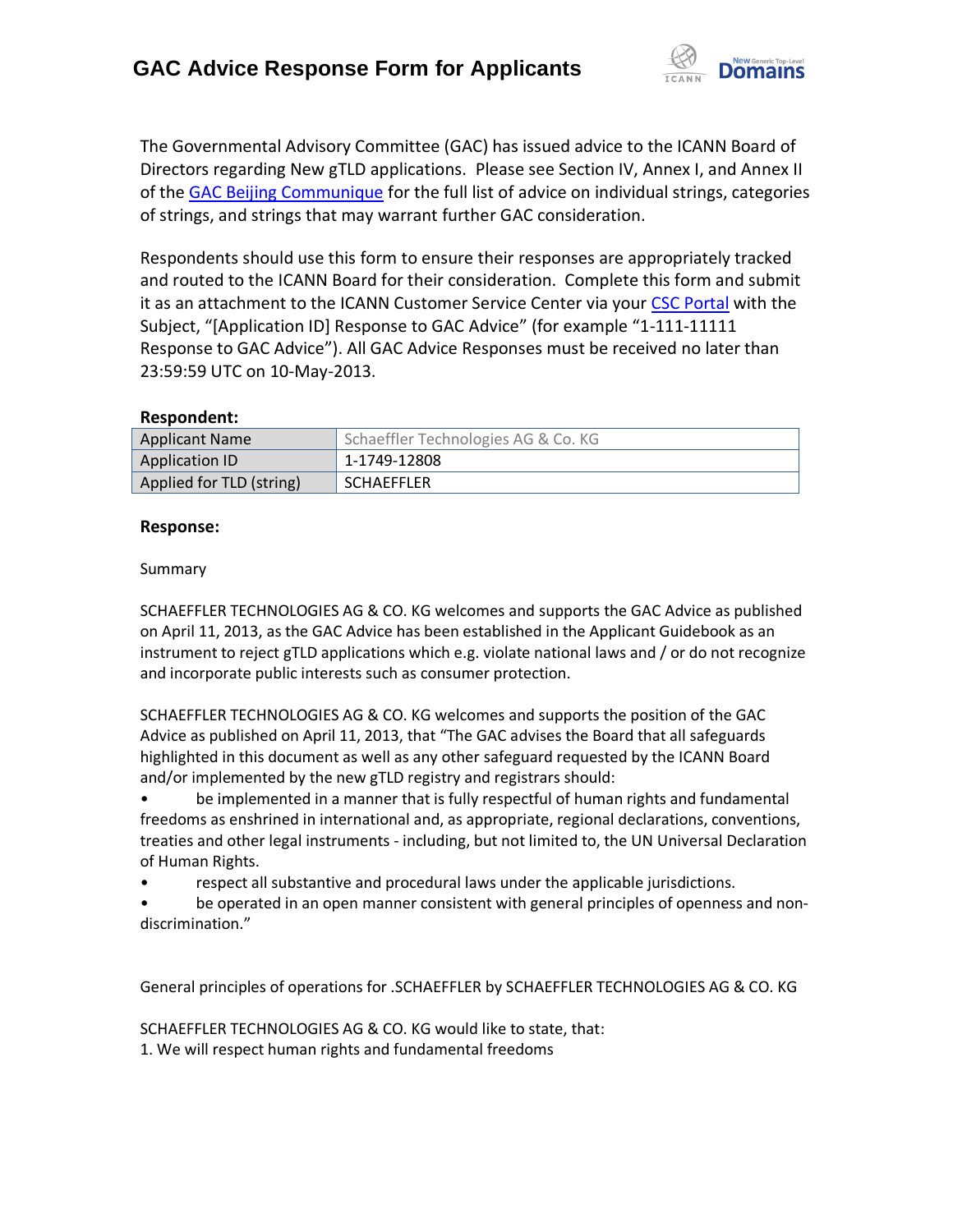# GAC Advice Response Form for Applicants

The Governmental Advisory Committee (GAC) has issued advice to the ICANN Board of Directors regarding New gTLD applications. Please see Section IV, Annex I, and Annex II of the GAC Beijing Communique for the full list of advice on individual strings, categories of strings, and strings that may warrant further GAC consideration.

Respondents should use this form to ensure their responses are appropriately tracked and routed to the ICANN Board for their consideration. Complete this form and submit it as an attachment to the ICANN Customer Service Center via your CSC Portal with the Subject, "[Application ID] Response to GAC Advice" (for example "1-111-11111 Response to GAC Advice"). All GAC Advice Responses must be received no later than 23:59:59 UTC on 10-May-2013.

**Respondent:**

| Applicant Name | Schaeffler Technologies AG & Co. KG |
|---|---|
| Application ID | 1-1749-12808 |
| Applied for TLD (string) | SCHAEFFLER |

**Response:**

Summary

SCHAEFFLER TECHNOLOGIES AG & CO. KG welcomes and supports the GAC Advice as published on April 11, 2013, as the GAC Advice has been established in the Applicant Guidebook as an instrument to reject gTLD applications which e.g. violate national laws and / or do not recognize and incorporate public interests such as consumer protection.

SCHAEFFLER TECHNOLOGIES AG & CO. KG welcomes and supports the position of the GAC Advice as published on April 11, 2013, that "The GAC advises the Board that all safeguards highlighted in this document as well as any other safeguard requested by the ICANN Board and/or implemented by the new gTLD registry and registrars should:

- be implemented in a manner that is fully respectful of human rights and fundamental freedoms as enshrined in international and, as appropriate, regional declarations, conventions, treaties and other legal instruments - including, but not limited to, the UN Universal Declaration of Human Rights.
- respect all substantive and procedural laws under the applicable jurisdictions.
- be operated in an open manner consistent with general principles of openness and non-discrimination."

General principles of operations for .SCHAEFFLER by SCHAEFFLER TECHNOLOGIES AG & CO. KG

SCHAEFFLER TECHNOLOGIES AG & CO. KG would like to state, that:

1. We will respect human rights and fundamental freedoms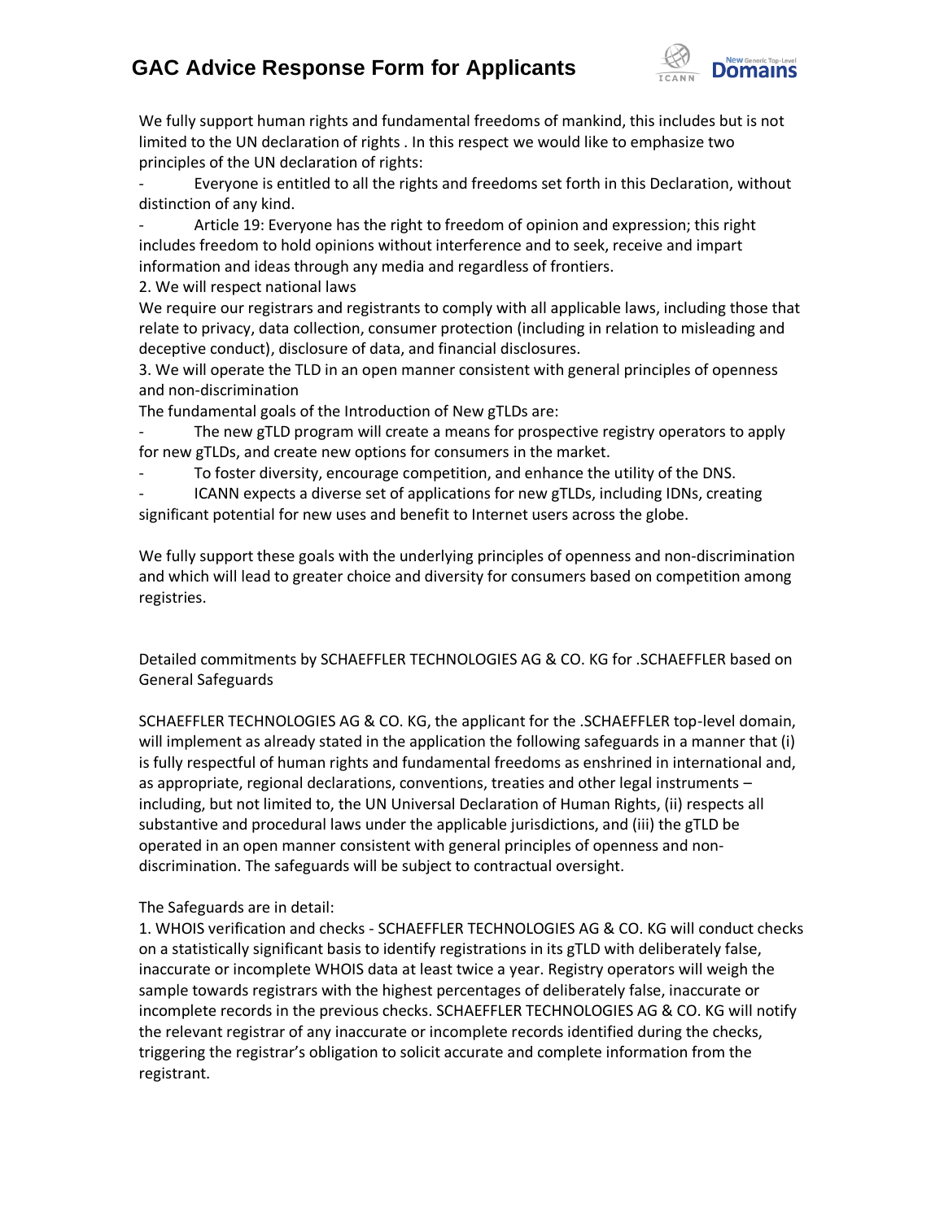We fully support human rights and fundamental freedoms of mankind, this includes but is not limited to the UN declaration of rights . In this respect we would like to emphasize two principles of the UN declaration of rights:

- Everyone is entitled to all the rights and freedoms set forth in this Declaration, without distinction of any kind.
- Article 19: Everyone has the right to freedom of opinion and expression; this right includes freedom to hold opinions without interference and to seek, receive and impart information and ideas through any media and regardless of frontiers.

2. We will respect national laws

We require our registrars and registrants to comply with all applicable laws, including those that relate to privacy, data collection, consumer protection (including in relation to misleading and deceptive conduct), disclosure of data, and financial disclosures.

3. We will operate the TLD in an open manner consistent with general principles of openness and non-discrimination

The fundamental goals of the Introduction of New gTLDs are:

- The new gTLD program will create a means for prospective registry operators to apply for new gTLDs, and create new options for consumers in the market.
- To foster diversity, encourage competition, and enhance the utility of the DNS.
- ICANN expects a diverse set of applications for new gTLDs, including IDNs, creating significant potential for new uses and benefit to Internet users across the globe.

We fully support these goals with the underlying principles of openness and non-discrimination and which will lead to greater choice and diversity for consumers based on competition among registries.

Detailed commitments by SCHAEFFLER TECHNOLOGIES AG & CO. KG for .SCHAEFFLER based on General Safeguards

SCHAEFFLER TECHNOLOGIES AG & CO. KG, the applicant for the .SCHAEFFLER top-level domain, will implement as already stated in the application the following safeguards in a manner that (i) is fully respectful of human rights and fundamental freedoms as enshrined in international and, as appropriate, regional declarations, conventions, treaties and other legal instruments – including, but not limited to, the UN Universal Declaration of Human Rights, (ii) respects all substantive and procedural laws under the applicable jurisdictions, and (iii) the gTLD be operated in an open manner consistent with general principles of openness and non-discrimination. The safeguards will be subject to contractual oversight.

The Safeguards are in detail:

1. WHOIS verification and checks - SCHAEFFLER TECHNOLOGIES AG & CO. KG will conduct checks on a statistically significant basis to identify registrations in its gTLD with deliberately false, inaccurate or incomplete WHOIS data at least twice a year. Registry operators will weigh the sample towards registrars with the highest percentages of deliberately false, inaccurate or incomplete records in the previous checks. SCHAEFFLER TECHNOLOGIES AG & CO. KG will notify the relevant registrar of any inaccurate or incomplete records identified during the checks, triggering the registrar's obligation to solicit accurate and complete information from the registrant.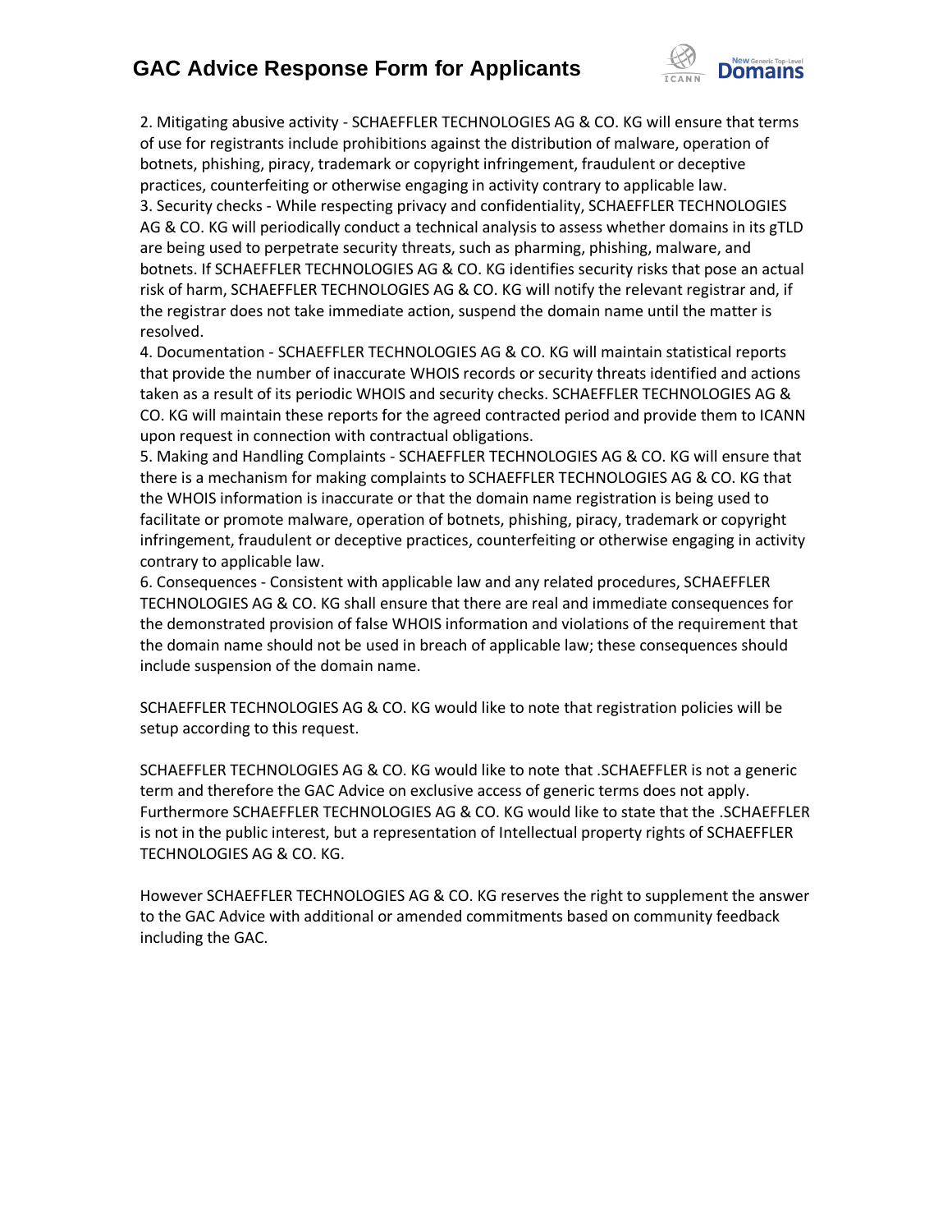2. Mitigating abusive activity - SCHAEFFLER TECHNOLOGIES AG & CO. KG will ensure that terms of use for registrants include prohibitions against the distribution of malware, operation of botnets, phishing, piracy, trademark or copyright infringement, fraudulent or deceptive practices, counterfeiting or otherwise engaging in activity contrary to applicable law.
3. Security checks - While respecting privacy and confidentiality, SCHAEFFLER TECHNOLOGIES AG & CO. KG will periodically conduct a technical analysis to assess whether domains in its gTLD are being used to perpetrate security threats, such as pharming, phishing, malware, and botnets. If SCHAEFFLER TECHNOLOGIES AG & CO. KG identifies security risks that pose an actual risk of harm, SCHAEFFLER TECHNOLOGIES AG & CO. KG will notify the relevant registrar and, if the registrar does not take immediate action, suspend the domain name until the matter is resolved.
4. Documentation - SCHAEFFLER TECHNOLOGIES AG & CO. KG will maintain statistical reports that provide the number of inaccurate WHOIS records or security threats identified and actions taken as a result of its periodic WHOIS and security checks. SCHAEFFLER TECHNOLOGIES AG & CO. KG will maintain these reports for the agreed contracted period and provide them to ICANN upon request in connection with contractual obligations.
5. Making and Handling Complaints - SCHAEFFLER TECHNOLOGIES AG & CO. KG will ensure that there is a mechanism for making complaints to SCHAEFFLER TECHNOLOGIES AG & CO. KG that the WHOIS information is inaccurate or that the domain name registration is being used to facilitate or promote malware, operation of botnets, phishing, piracy, trademark or copyright infringement, fraudulent or deceptive practices, counterfeiting or otherwise engaging in activity contrary to applicable law.
6. Consequences - Consistent with applicable law and any related procedures, SCHAEFFLER TECHNOLOGIES AG & CO. KG shall ensure that there are real and immediate consequences for the demonstrated provision of false WHOIS information and violations of the requirement that the domain name should not be used in breach of applicable law; these consequences should include suspension of the domain name.

SCHAEFFLER TECHNOLOGIES AG & CO. KG would like to note that registration policies will be setup according to this request.

SCHAEFFLER TECHNOLOGIES AG & CO. KG would like to note that .SCHAEFFLER is not a generic term and therefore the GAC Advice on exclusive access of generic terms does not apply. Furthermore SCHAEFFLER TECHNOLOGIES AG & CO. KG would like to state that the .SCHAEFFLER is not in the public interest, but a representation of Intellectual property rights of SCHAEFFLER TECHNOLOGIES AG & CO. KG.

However SCHAEFFLER TECHNOLOGIES AG & CO. KG reserves the right to supplement the answer to the GAC Advice with additional or amended commitments based on community feedback including the GAC.